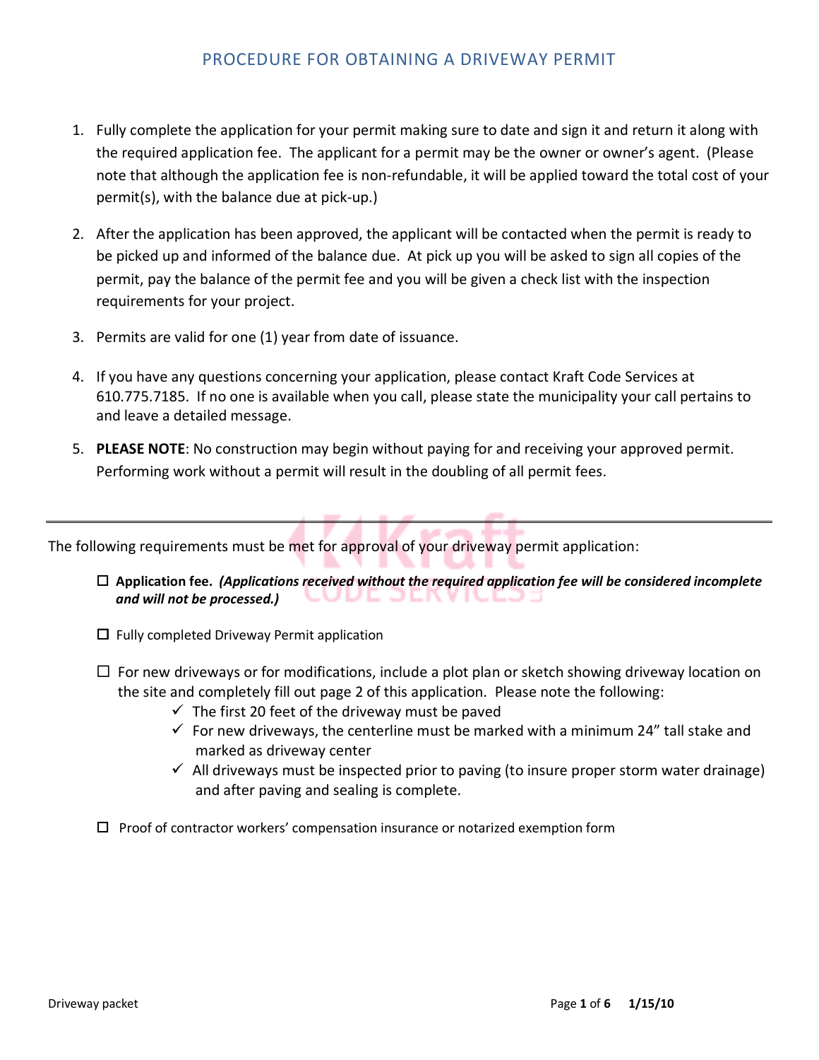# PROCEDURE FOR OBTAINING A DRIVEWAY PERMIT

1. Fully complete the application for your permit making sure to date and sign it and return it along with the required application fee. The applicant for a permit may be the owner or owner's agent. (Please note that although the application fee is non-refundable, it will be applied toward the total cost of your permit(s), with the balance due at pick-up.)

2. After the application has been approved, the applicant will be contacted when the permit is ready to be picked up and informed of the balance due. At pick up you will be asked to sign all copies of the permit, pay the balance of the permit fee and you will be given a check list with the inspection requirements for your project.

3. Permits are valid for one (1) year from date of issuance.

4. If you have any questions concerning your application, please contact Kraft Code Services at 610.775.7185. If no one is available when you call, please state the municipality your call pertains to and leave a detailed message.

5. **PLEASE NOTE**: No construction may begin without paying for and receiving your approved permit. Performing work without a permit will result in the doubling of all permit fees.

---

The following requirements must be met for approval of your driveway permit application:

- ☐ **Application fee.** ***(Applications received without the required application fee will be considered incomplete and will not be processed.)***

- ☐ Fully completed Driveway Permit application

- ☐ For new driveways or for modifications, include a plot plan or sketch showing driveway location on the site and completely fill out page 2 of this application. Please note the following:
  - ✓ The first 20 feet of the driveway must be paved
  - ✓ For new driveways, the centerline must be marked with a minimum 24" tall stake and marked as driveway center
  - ✓ All driveways must be inspected prior to paving (to insure proper storm water drainage) and after paving and sealing is complete.

- ☐ Proof of contractor workers' compensation insurance or notarized exemption form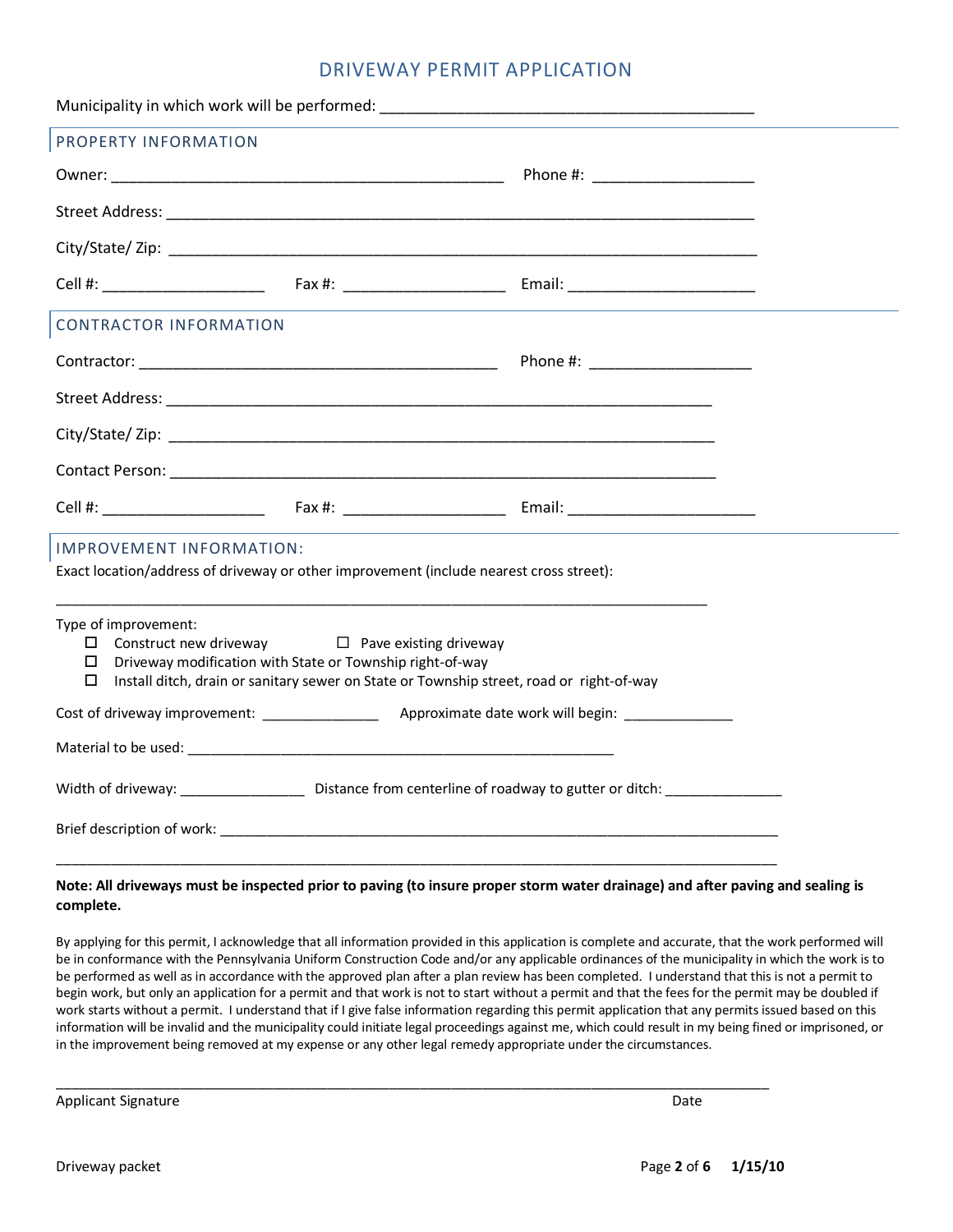# DRIVEWAY PERMIT APPLICATION

Municipality in which work will be performed: ____________________________________________

## PROPERTY INFORMATION

Owner: _______________________________________________ Phone #: ___________________

Street Address: ______________________________________________________________________

City/State/ Zip: ______________________________________________________________________

Cell #: ___________________ Fax #: ___________________ Email: ______________________

## CONTRACTOR INFORMATION

Contractor: ___________________________________________ Phone #: ___________________

Street Address: _________________________________________________________________

City/State/ Zip: _________________________________________________________________

Contact Person: _________________________________________________________________

Cell #: ___________________ Fax #: ___________________ Email: ______________________

## IMPROVEMENT INFORMATION:

Exact location/address of driveway or other improvement (include nearest cross street):

_____________________________________________________________________________________

Type of improvement:

- ☐ Construct new driveway ☐ Pave existing driveway
- ☐ Driveway modification with State or Township right-of-way
- ☐ Install ditch, drain or sanitary sewer on State or Township street, road or right-of-way

Cost of driveway improvement: ______________ Approximate date work will begin: _____________

Material to be used: ___________________________________________________________

Width of driveway: _______________ Distance from centerline of roadway to gutter or ditch: ______________

Brief description of work: ______________________________________________________________________

_____________________________________________________________________________________

**Note: All driveways must be inspected prior to paving (to insure proper storm water drainage) and after paving and sealing is complete.**

By applying for this permit, I acknowledge that all information provided in this application is complete and accurate, that the work performed will be in conformance with the Pennsylvania Uniform Construction Code and/or any applicable ordinances of the municipality in which the work is to be performed as well as in accordance with the approved plan after a plan review has been completed. I understand that this is not a permit to begin work, but only an application for a permit and that work is not to start without a permit and that the fees for the permit may be doubled if work starts without a permit. I understand that if I give false information regarding this permit application that any permits issued based on this information will be invalid and the municipality could initiate legal proceedings against me, which could result in my being fined or imprisoned, or in the improvement being removed at my expense or any other legal remedy appropriate under the circumstances.

_____________________________________________________________________________________

Applicant Signature Date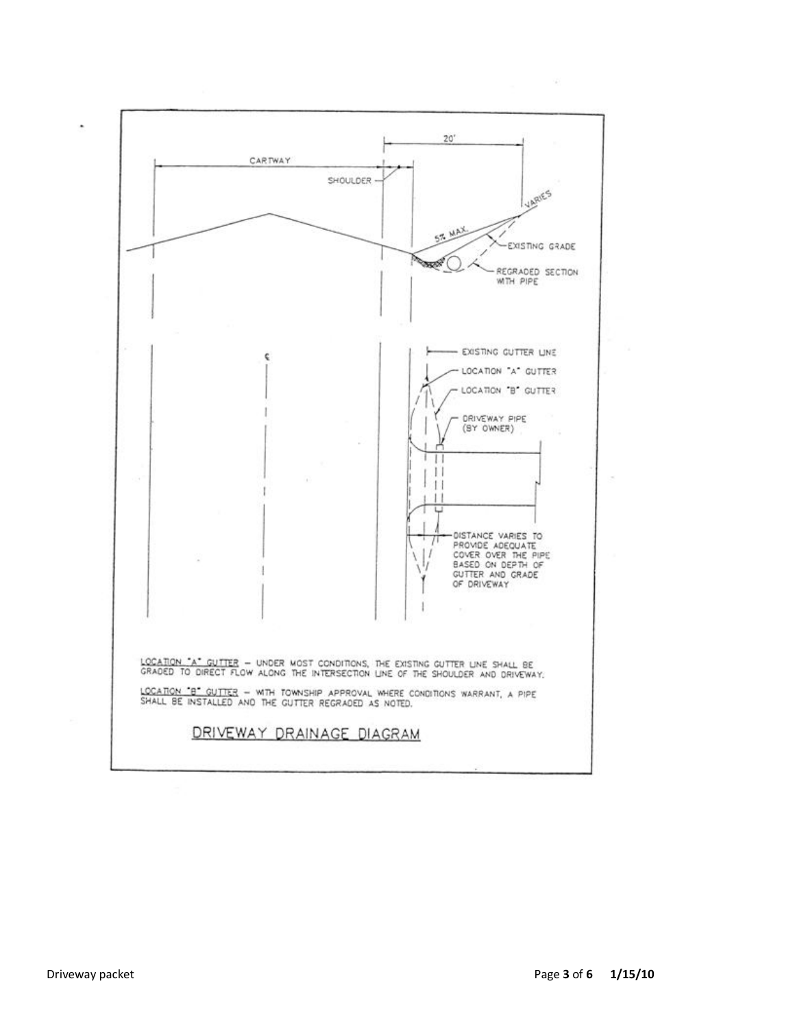20'

CARTWAY

SHOULDER

VARIES

5% MAX.

EXISTING GRADE

REGRADED SECTION WITH PIPE

EXISTING GUTTER LINE

LOCATION "A" GUTTER

LOCATION "B" GUTTER

DRIVEWAY PIPE (BY OWNER)

DISTANCE VARIES TO PROVIDE ADEQUATE COVER OVER THE PIPE BASED ON DEPTH OF GUTTER AND GRADE OF DRIVEWAY

<u>LOCATION "A" GUTTER</u> – UNDER MOST CONDITIONS, THE EXISTING GUTTER LINE SHALL BE GRADED TO DIRECT FLOW ALONG THE INTERSECTION LINE OF THE SHOULDER AND DRIVEWAY.

<u>LOCATION "B" GUTTER</u> – WITH TOWNSHIP APPROVAL WHERE CONDITIONS WARRANT, A PIPE SHALL BE INSTALLED AND THE GUTTER REGRADED AS NOTED.

## <u>DRIVEWAY DRAINAGE DIAGRAM</u>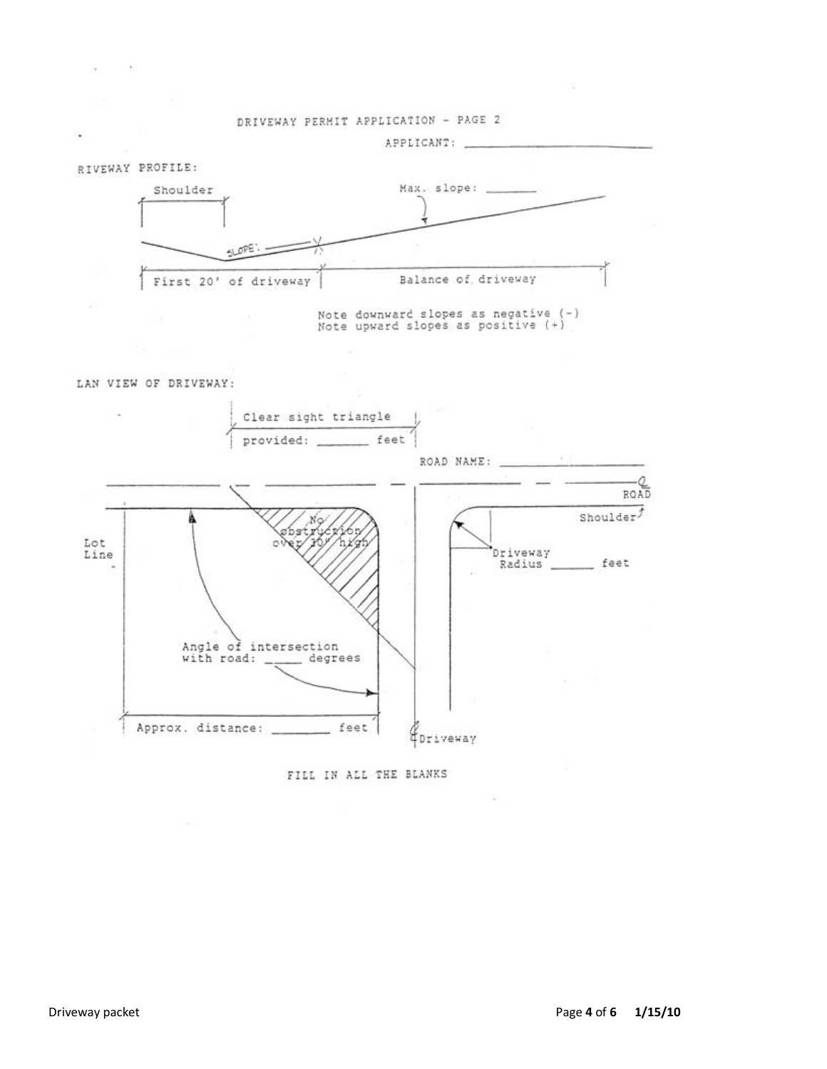# DRIVEWAY PERMIT APPLICATION - PAGE 2

APPLICANT: ____________________

RIVEWAY PROFILE:

Shoulder

Max. slope: _______

SLOPE: _______

First 20' of driveway

Balance of driveway

Note downward slopes as negative (-)
Note upward slopes as positive (+)

LAN VIEW OF DRIVEWAY:

Clear sight triangle provided: _______ feet

ROAD NAME: ____________________

℄ ROAD

Shoulder

No obstruction over 30" high

Lot Line

Driveway Radius _______ feet

Angle of intersection with road: _____ degrees

Approx. distance: ________ feet

℄ Driveway

FILL IN ALL THE BLANKS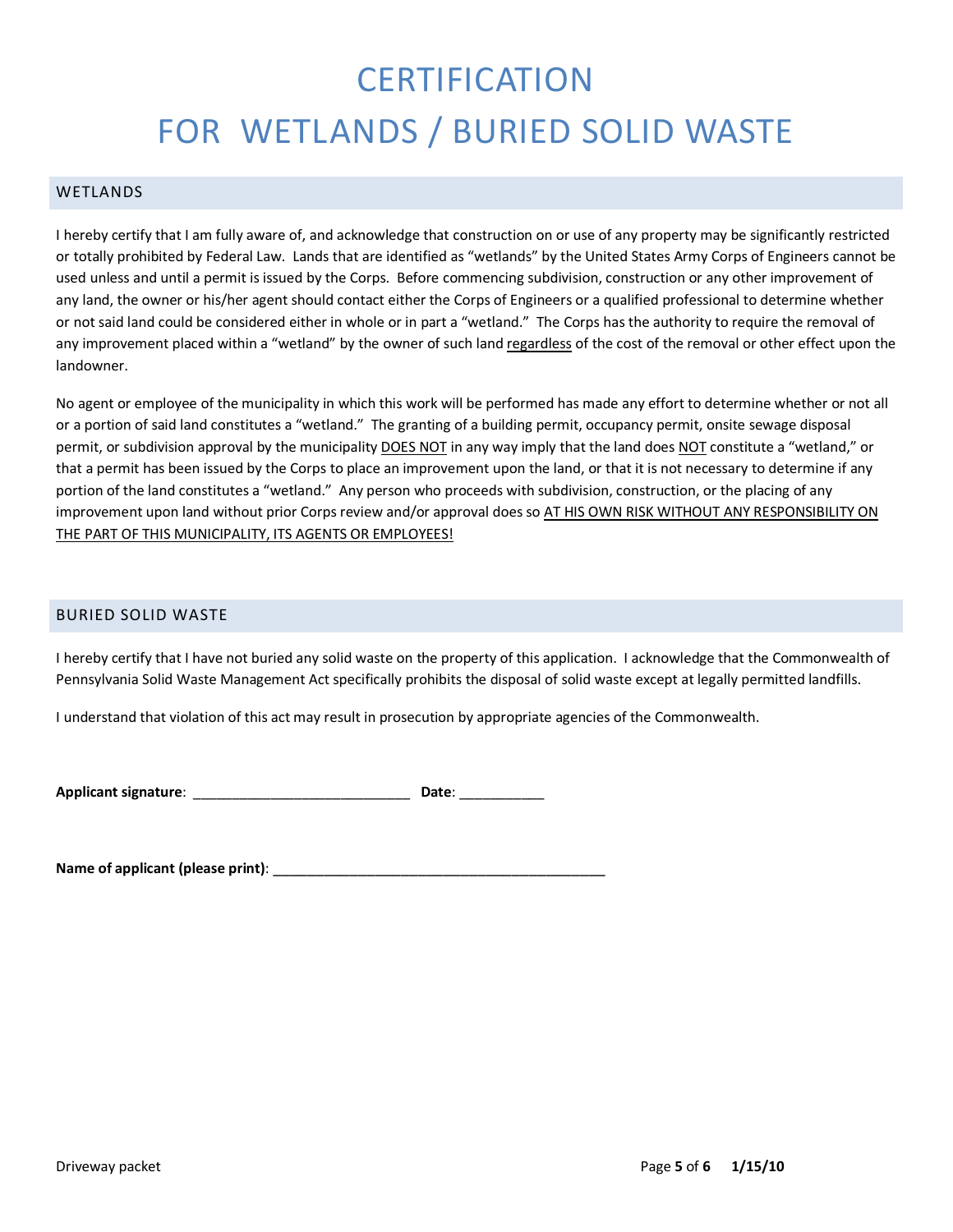# CERTIFICATION
# FOR WETLANDS / BURIED SOLID WASTE

## WETLANDS

I hereby certify that I am fully aware of, and acknowledge that construction on or use of any property may be significantly restricted or totally prohibited by Federal Law. Lands that are identified as "wetlands" by the United States Army Corps of Engineers cannot be used unless and until a permit is issued by the Corps. Before commencing subdivision, construction or any other improvement of any land, the owner or his/her agent should contact either the Corps of Engineers or a qualified professional to determine whether or not said land could be considered either in whole or in part a "wetland." The Corps has the authority to require the removal of any improvement placed within a "wetland" by the owner of such land <u>regardless</u> of the cost of the removal or other effect upon the landowner.

No agent or employee of the municipality in which this work will be performed has made any effort to determine whether or not all or a portion of said land constitutes a "wetland." The granting of a building permit, occupancy permit, onsite sewage disposal permit, or subdivision approval by the municipality <u>DOES NOT</u> in any way imply that the land does <u>NOT</u> constitute a "wetland," or that a permit has been issued by the Corps to place an improvement upon the land, or that it is not necessary to determine if any portion of the land constitutes a "wetland." Any person who proceeds with subdivision, construction, or the placing of any improvement upon land without prior Corps review and/or approval does so <u>AT HIS OWN RISK WITHOUT ANY RESPONSIBILITY ON THE PART OF THIS MUNICIPALITY, ITS AGENTS OR EMPLOYEES!</u>

## BURIED SOLID WASTE

I hereby certify that I have not buried any solid waste on the property of this application. I acknowledge that the Commonwealth of Pennsylvania Solid Waste Management Act specifically prohibits the disposal of solid waste except at legally permitted landfills.

I understand that violation of this act may result in prosecution by appropriate agencies of the Commonwealth.

**Applicant signature**: ____________________________ **Date**: ___________

**Name of applicant (please print)**: ___________________________________________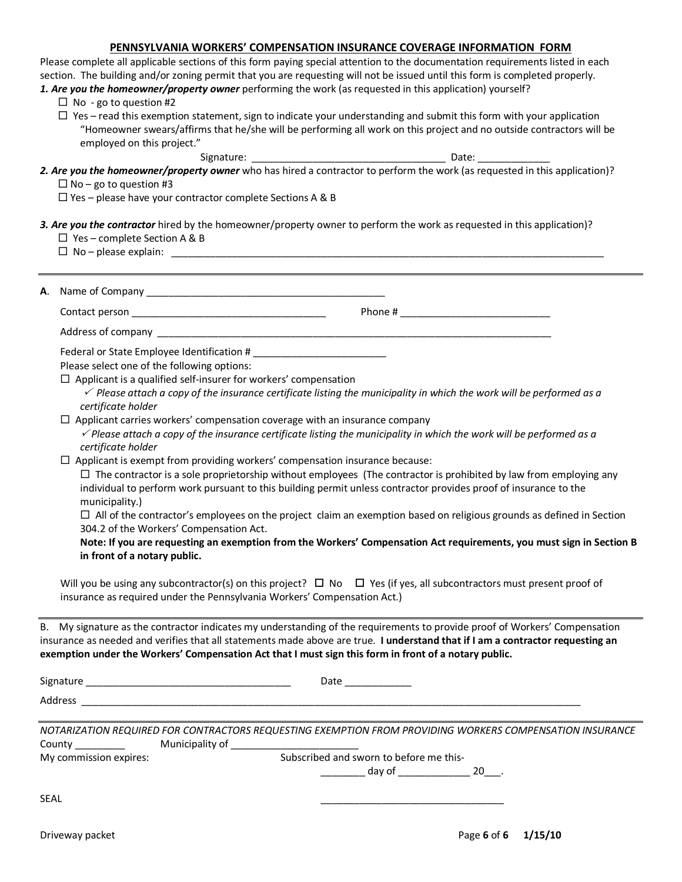## PENNSYLVANIA WORKERS' COMPENSATION INSURANCE COVERAGE INFORMATION FORM

Please complete all applicable sections of this form paying special attention to the documentation requirements listed in each section. The building and/or zoning permit that you are requesting will not be issued until this form is completed properly.

***1. Are you the homeowner/property owner*** performing the work (as requested in this application) yourself?

- ☐ No - go to question #2
- ☐ Yes – read this exemption statement, sign to indicate your understanding and submit this form with your application "Homeowner swears/affirms that he/she will be performing all work on this project and no outside contractors will be employed on this project."

Signature: ___________________________________ Date: _____________

***2. Are you the homeowner/property owner*** who has hired a contractor to perform the work (as requested in this application)?

- ☐ No – go to question #3
- ☐ Yes – please have your contractor complete Sections A & B

***3. Are you the contractor*** hired by the homeowner/property owner to perform the work as requested in this application)?

- ☐ Yes – complete Section A & B
- ☐ No – please explain: ____________________________________________________________________________________

---

**A.** Name of Company _____________________________________________

Contact person ___________________________________ Phone # ____________________________

Address of company ____________________________________________________________________________

Federal or State Employee Identification # ________________________

Please select one of the following options:

- ☐ Applicant is a qualified self-insurer for workers' compensation
  - ✓ *Please attach a copy of the insurance certificate listing the municipality in which the work will be performed as a certificate holder*
- ☐ Applicant carries workers' compensation coverage with an insurance company
  - ✓ *Please attach a copy of the insurance certificate listing the municipality in which the work will be performed as a certificate holder*
- ☐ Applicant is exempt from providing workers' compensation insurance because:
  - ☐ The contractor is a sole proprietorship without employees (The contractor is prohibited by law from employing any individual to perform work pursuant to this building permit unless contractor provides proof of insurance to the municipality.)
  - ☐ All of the contractor's employees on the project claim an exemption based on religious grounds as defined in Section 304.2 of the Workers' Compensation Act.

  **Note: If you are requesting an exemption from the Workers' Compensation Act requirements, you must sign in Section B in front of a notary public.**

Will you be using any subcontractor(s) on this project? ☐ No ☐ Yes (if yes, all subcontractors must present proof of insurance as required under the Pennsylvania Workers' Compensation Act.)

---

B. My signature as the contractor indicates my understanding of the requirements to provide proof of Workers' Compensation insurance as needed and verifies that all statements made above are true. **I understand that if I am a contractor requesting an exemption under the Workers' Compensation Act that I must sign this form in front of a notary public.**

Signature _____________________________________ Date ____________

Address ______________________________________________________________________________________________

---

*NOTARIZATION REQUIRED FOR CONTRACTORS REQUESTING EXEMPTION FROM PROVIDING WORKERS COMPENSATION INSURANCE*

County _________ Municipality of _______________________

My commission expires:

Subscribed and sworn to before me this- ________ day of _____________ 20___.

SEAL

_________________________________

Driveway packet 1/15/10